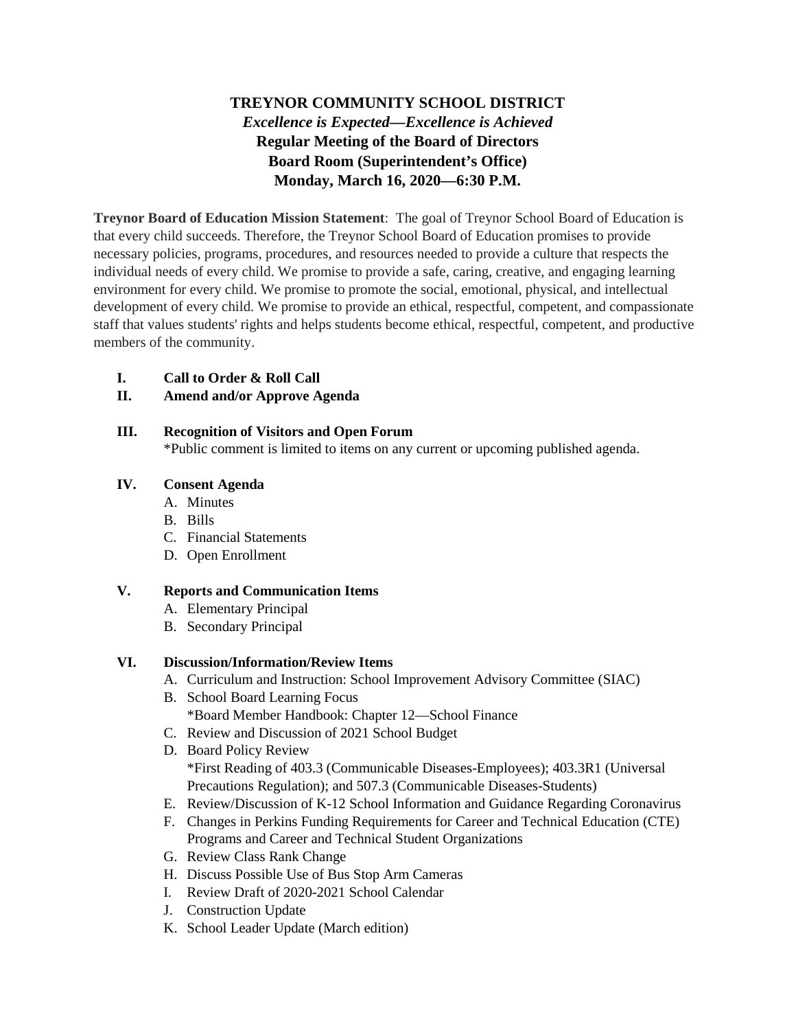# TREYNOR COMMUNITY SCHOOL DISTRICT

***Excellence is Expected—Excellence is Achieved***

**Regular Meeting of the Board of Directors**
**Board Room (Superintendent's Office)**
**Monday, March 16, 2020—6:30 P.M.**

**Treynor Board of Education Mission Statement**: The goal of Treynor School Board of Education is that every child succeeds. Therefore, the Treynor School Board of Education promises to provide necessary policies, programs, procedures, and resources needed to provide a culture that respects the individual needs of every child. We promise to provide a safe, caring, creative, and engaging learning environment for every child. We promise to promote the social, emotional, physical, and intellectual development of every child. We promise to provide an ethical, respectful, competent, and compassionate staff that values students' rights and helps students become ethical, respectful, competent, and productive members of the community.

**I. Call to Order & Roll Call**

**II. Amend and/or Approve Agenda**

**III. Recognition of Visitors and Open Forum**
*Public comment is limited to items on any current or upcoming published agenda.

**IV. Consent Agenda**
- A. Minutes
- B. Bills
- C. Financial Statements
- D. Open Enrollment

**V. Reports and Communication Items**
- A. Elementary Principal
- B. Secondary Principal

**VI. Discussion/Information/Review Items**
- A. Curriculum and Instruction: School Improvement Advisory Committee (SIAC)
- B. School Board Learning Focus
  *Board Member Handbook: Chapter 12—School Finance
- C. Review and Discussion of 2021 School Budget
- D. Board Policy Review
  *First Reading of 403.3 (Communicable Diseases-Employees); 403.3R1 (Universal Precautions Regulation); and 507.3 (Communicable Diseases-Students)
- E. Review/Discussion of K-12 School Information and Guidance Regarding Coronavirus
- F. Changes in Perkins Funding Requirements for Career and Technical Education (CTE) Programs and Career and Technical Student Organizations
- G. Review Class Rank Change
- H. Discuss Possible Use of Bus Stop Arm Cameras
- I. Review Draft of 2020-2021 School Calendar
- J. Construction Update
- K. School Leader Update (March edition)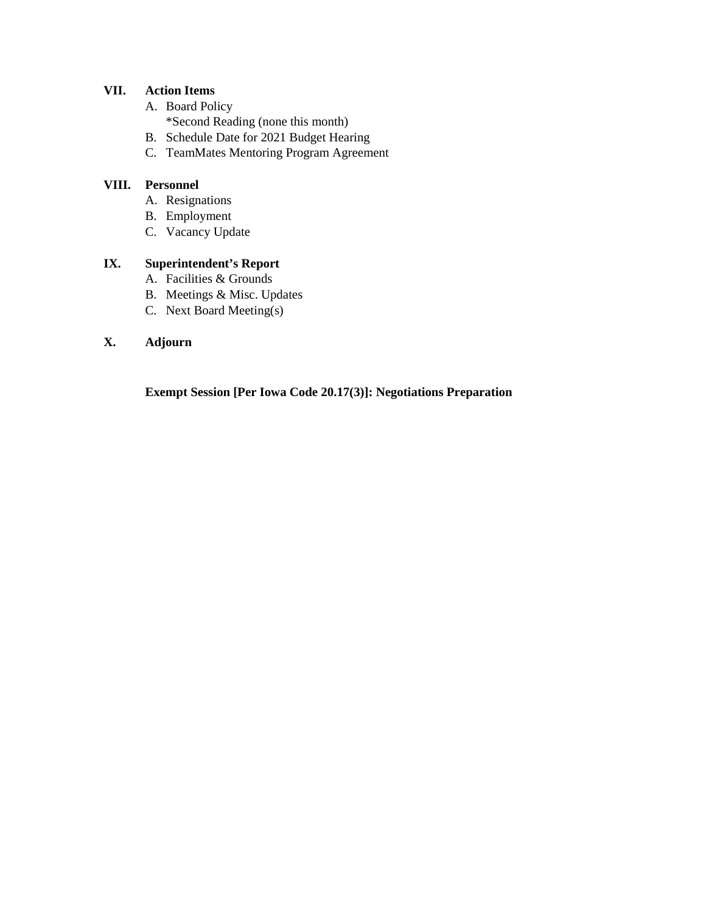**VII. Action Items**

A. Board Policy
   *Second Reading (none this month)
B. Schedule Date for 2021 Budget Hearing
C. TeamMates Mentoring Program Agreement

**VIII. Personnel**

A. Resignations
B. Employment
C. Vacancy Update

**IX. Superintendent's Report**

A. Facilities & Grounds
B. Meetings & Misc. Updates
C. Next Board Meeting(s)

**X. Adjourn**

**Exempt Session [Per Iowa Code 20.17(3)]: Negotiations Preparation**